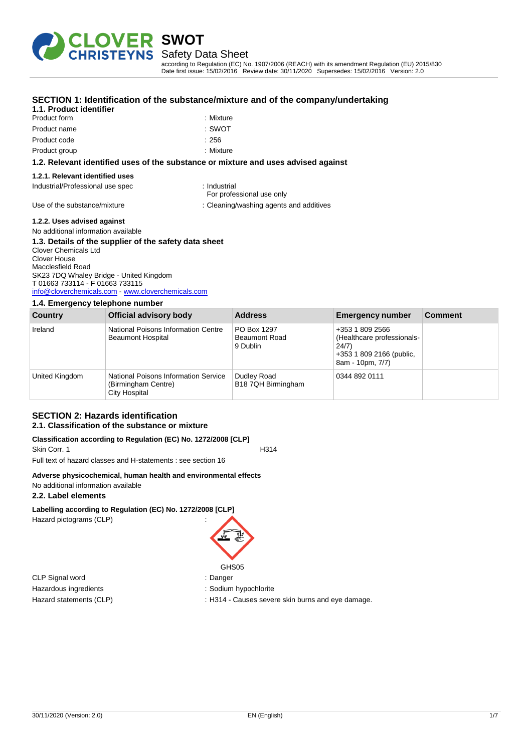# SWOT

## Safety Data Sheet

according to Regulation (EC) No. 1907/2006 (REACH) with its amendment Regulation (EU) 2015/830
Date first issue: 15/02/2016 Review date: 30/11/2020 Supersedes: 15/02/2016 Version: 2.0

## SECTION 1: Identification of the substance/mixture and of the company/undertaking

### 1.1. Product identifier

| | |
|---|---|
| Product form | : Mixture |
| Product name | : SWOT |
| Product code | : 256 |
| Product group | : Mixture |

### 1.2. Relevant identified uses of the substance or mixture and uses advised against

#### 1.2.1. Relevant identified uses

| | |
|---|---|
| Industrial/Professional use spec | : Industrial<br>For professional use only |
| Use of the substance/mixture | : Cleaning/washing agents and additives |

#### 1.2.2. Uses advised against

No additional information available

### 1.3. Details of the supplier of the safety data sheet

Clover Chemicals Ltd
Clover House
Macclesfield Road
SK23 7DQ Whaley Bridge - United Kingdom
T 01663 733114 - F 01663 733115
info@cloverchemicals.com - www.cloverchemicals.com

### 1.4. Emergency telephone number

| Country | Official advisory body | Address | Emergency number | Comment |
|---|---|---|---|---|
| Ireland | National Poisons Information Centre Beaumont Hospital | PO Box 1297 Beaumont Road 9 Dublin | +353 1 809 2566 (Healthcare professionals-24/7) +353 1 809 2166 (public, 8am - 10pm, 7/7) | |
| United Kingdom | National Poisons Information Service (Birmingham Centre) City Hospital | Dudley Road B18 7QH Birmingham | 0344 892 0111 | |

## SECTION 2: Hazards identification

### 2.1. Classification of the substance or mixture

**Classification according to Regulation (EC) No. 1272/2008 [CLP]**

Skin Corr. 1 H314

Full text of hazard classes and H-statements : see section 16

**Adverse physicochemical, human health and environmental effects**

No additional information available

### 2.2. Label elements

**Labelling according to Regulation (EC) No. 1272/2008 [CLP]**

Hazard pictograms (CLP) :

GHS05

| | |
|---|---|
| CLP Signal word | : Danger |
| Hazardous ingredients | : Sodium hypochlorite |
| Hazard statements (CLP) | : H314 - Causes severe skin burns and eye damage. |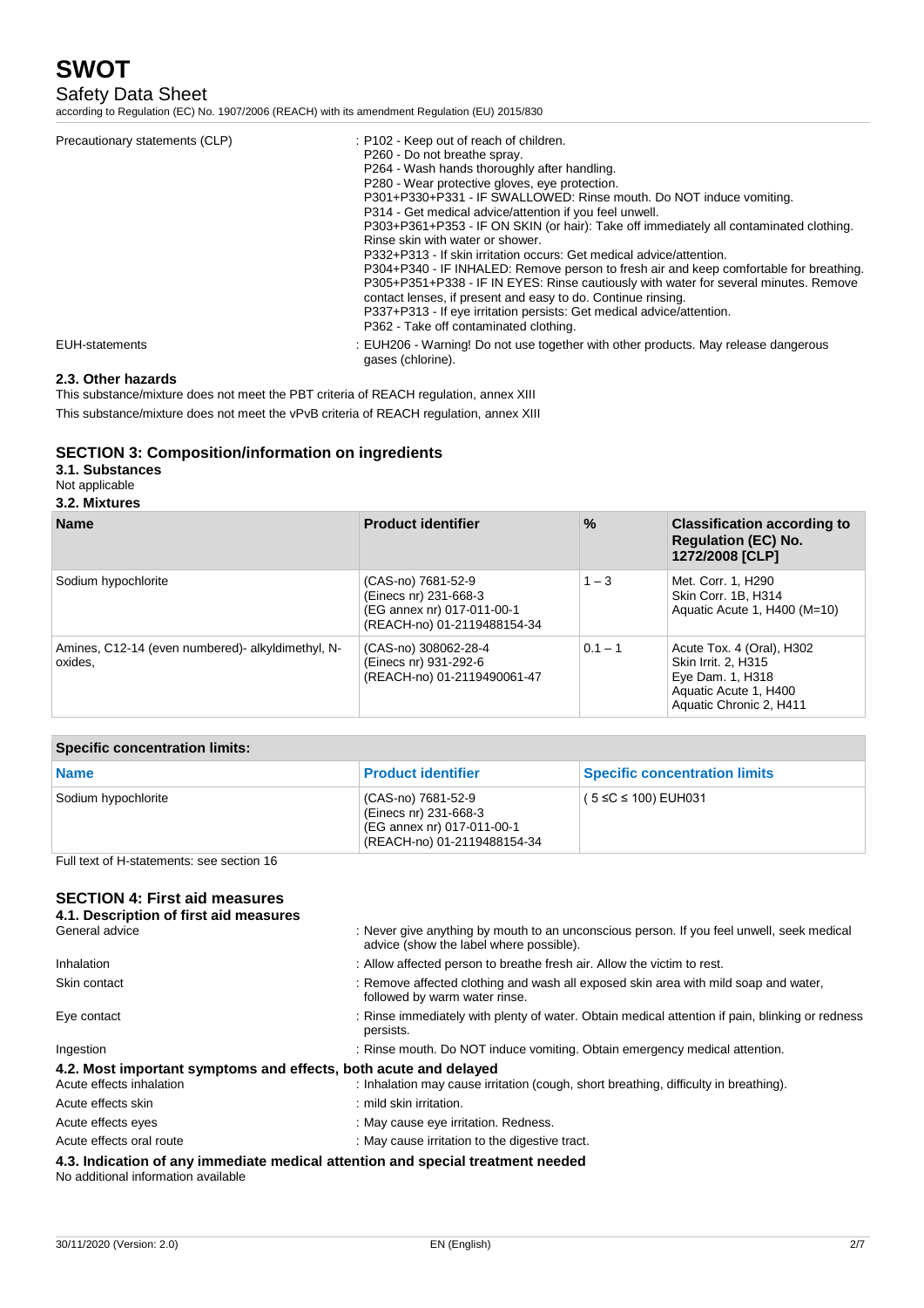| | |
|---|---|
| Precautionary statements (CLP) | : P102 - Keep out of reach of children.<br>P260 - Do not breathe spray.<br>P264 - Wash hands thoroughly after handling.<br>P280 - Wear protective gloves, eye protection.<br>P301+P330+P331 - IF SWALLOWED: Rinse mouth. Do NOT induce vomiting.<br>P314 - Get medical advice/attention if you feel unwell.<br>P303+P361+P353 - IF ON SKIN (or hair): Take off immediately all contaminated clothing. Rinse skin with water or shower.<br>P332+P313 - If skin irritation occurs: Get medical advice/attention.<br>P304+P340 - IF INHALED: Remove person to fresh air and keep comfortable for breathing.<br>P305+P351+P338 - IF IN EYES: Rinse cautiously with water for several minutes. Remove contact lenses, if present and easy to do. Continue rinsing.<br>P337+P313 - If eye irritation persists: Get medical advice/attention.<br>P362 - Take off contaminated clothing. |
| EUH-statements | : EUH206 - Warning! Do not use together with other products. May release dangerous gases (chlorine). |

### 2.3. Other hazards

This substance/mixture does not meet the PBT criteria of REACH regulation, annex XIII

This substance/mixture does not meet the vPvB criteria of REACH regulation, annex XIII

## SECTION 3: Composition/information on ingredients

### 3.1. Substances

Not applicable

### 3.2. Mixtures

| Name | Product identifier | % | Classification according to Regulation (EC) No. 1272/2008 [CLP] |
|---|---|---|---|
| Sodium hypochlorite | (CAS-no) 7681-52-9<br>(Einecs nr) 231-668-3<br>(EG annex nr) 017-011-00-1<br>(REACH-no) 01-2119488154-34 | 1 – 3 | Met. Corr. 1, H290<br>Skin Corr. 1B, H314<br>Aquatic Acute 1, H400 (M=10) |
| Amines, C12-14 (even numbered)- alkyldimethyl, N-oxides, | (CAS-no) 308062-28-4<br>(Einecs nr) 931-292-6<br>(REACH-no) 01-2119490061-47 | 0.1 – 1 | Acute Tox. 4 (Oral), H302<br>Skin Irrit. 2, H315<br>Eye Dam. 1, H318<br>Aquatic Acute 1, H400<br>Aquatic Chronic 2, H411 |

| Specific concentration limits: | | |
|---|---|---|
| **Name** | **Product identifier** | **Specific concentration limits** |
| Sodium hypochlorite | (CAS-no) 7681-52-9<br>(Einecs nr) 231-668-3<br>(EG annex nr) 017-011-00-1<br>(REACH-no) 01-2119488154-34 | ( 5 ≤C ≤ 100) EUH031 |

Full text of H-statements: see section 16

## SECTION 4: First aid measures

### 4.1. Description of first aid measures

| | |
|---|---|
| General advice | : Never give anything by mouth to an unconscious person. If you feel unwell, seek medical advice (show the label where possible). |
| Inhalation | : Allow affected person to breathe fresh air. Allow the victim to rest. |
| Skin contact | : Remove affected clothing and wash all exposed skin area with mild soap and water, followed by warm water rinse. |
| Eye contact | : Rinse immediately with plenty of water. Obtain medical attention if pain, blinking or redness persists. |
| Ingestion | : Rinse mouth. Do NOT induce vomiting. Obtain emergency medical attention. |

### 4.2. Most important symptoms and effects, both acute and delayed

| | |
|---|---|
| Acute effects inhalation | : Inhalation may cause irritation (cough, short breathing, difficulty in breathing). |
| Acute effects skin | : mild skin irritation. |
| Acute effects eyes | : May cause eye irritation. Redness. |
| Acute effects oral route | : May cause irritation to the digestive tract. |

### 4.3. Indication of any immediate medical attention and special treatment needed

No additional information available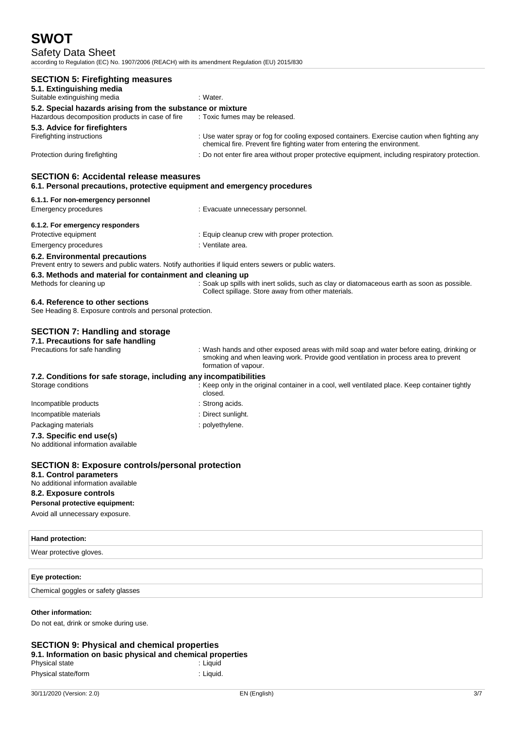## SECTION 5: Firefighting measures

### 5.1. Extinguishing media

Suitable extinguishing media : Water.

### 5.2. Special hazards arising from the substance or mixture

Hazardous decomposition products in case of fire : Toxic fumes may be released.

### 5.3. Advice for firefighters

Firefighting instructions : Use water spray or fog for cooling exposed containers. Exercise caution when fighting any chemical fire. Prevent fire fighting water from entering the environment.

Protection during firefighting : Do not enter fire area without proper protective equipment, including respiratory protection.

## SECTION 6: Accidental release measures

### 6.1. Personal precautions, protective equipment and emergency procedures

#### 6.1.1. For non-emergency personnel

Emergency procedures : Evacuate unnecessary personnel.

#### 6.1.2. For emergency responders

Protective equipment : Equip cleanup crew with proper protection.

Emergency procedures : Ventilate area.

### 6.2. Environmental precautions

Prevent entry to sewers and public waters. Notify authorities if liquid enters sewers or public waters.

### 6.3. Methods and material for containment and cleaning up

Methods for cleaning up : Soak up spills with inert solids, such as clay or diatomaceous earth as soon as possible. Collect spillage. Store away from other materials.

### 6.4. Reference to other sections

See Heading 8. Exposure controls and personal protection.

## SECTION 7: Handling and storage

### 7.1. Precautions for safe handling

Precautions for safe handling : Wash hands and other exposed areas with mild soap and water before eating, drinking or smoking and when leaving work. Provide good ventilation in process area to prevent formation of vapour.

### 7.2. Conditions for safe storage, including any incompatibilities

Storage conditions : Keep only in the original container in a cool, well ventilated place. Keep container tightly closed.

Incompatible products : Strong acids.

Incompatible materials : Direct sunlight.

Packaging materials : polyethylene.

### 7.3. Specific end use(s)

No additional information available

## SECTION 8: Exposure controls/personal protection

### 8.1. Control parameters

No additional information available

### 8.2. Exposure controls

**Personal protective equipment:**

Avoid all unnecessary exposure.

| Hand protection: |
|---|
| Wear protective gloves. |

| Eye protection: |
|---|
| Chemical goggles or safety glasses |

**Other information:**

Do not eat, drink or smoke during use.

## SECTION 9: Physical and chemical properties

### 9.1. Information on basic physical and chemical properties

Physical state : Liquid

Physical state/form : Liquid.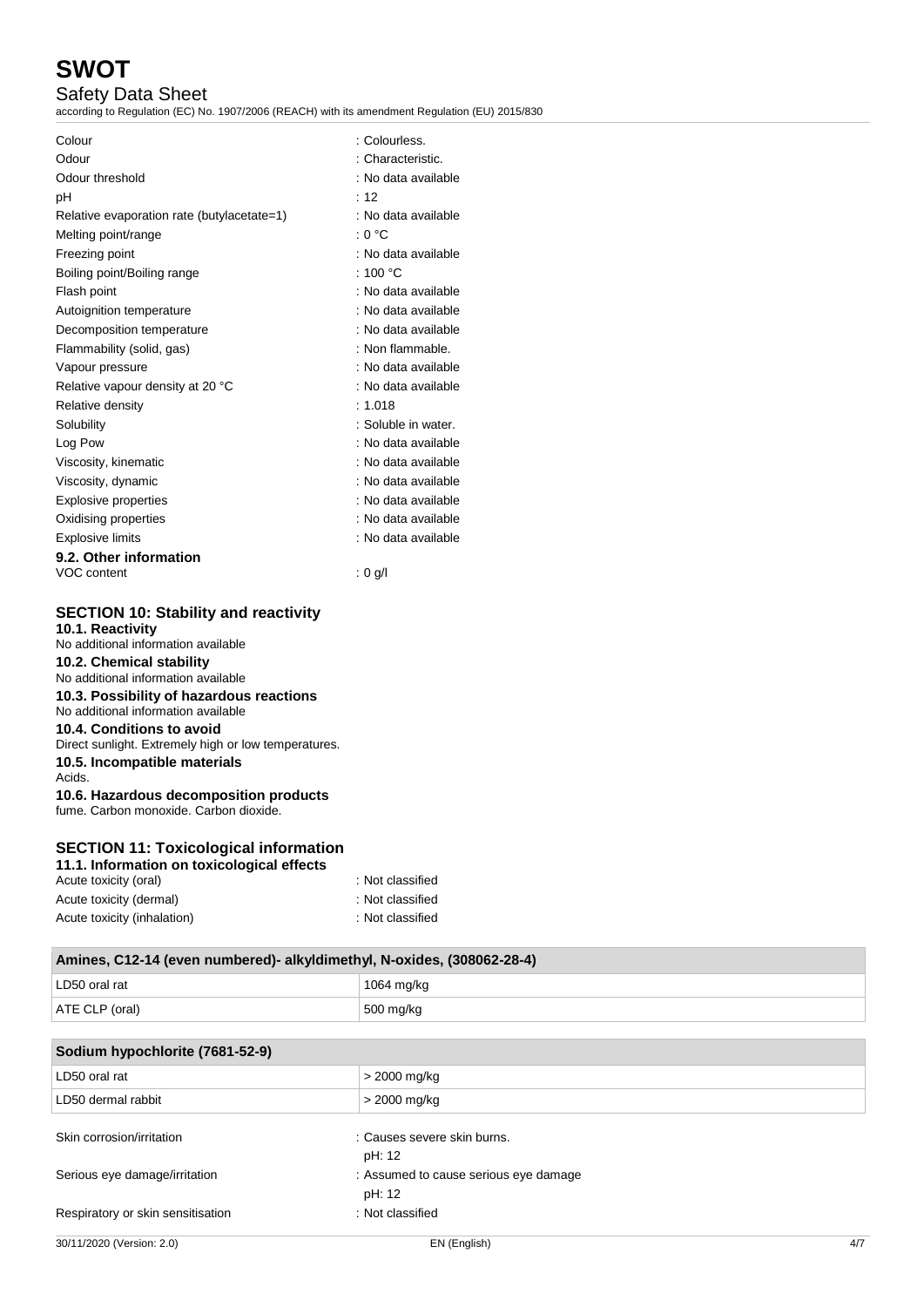| | |
|---|---|
| Colour | : Colourless. |
| Odour | : Characteristic. |
| Odour threshold | : No data available |
| pH | : 12 |
| Relative evaporation rate (butylacetate=1) | : No data available |
| Melting point/range | : 0 °C |
| Freezing point | : No data available |
| Boiling point/Boiling range | : 100 °C |
| Flash point | : No data available |
| Autoignition temperature | : No data available |
| Decomposition temperature | : No data available |
| Flammability (solid, gas) | : Non flammable. |
| Vapour pressure | : No data available |
| Relative vapour density at 20 °C | : No data available |
| Relative density | : 1.018 |
| Solubility | : Soluble in water. |
| Log Pow | : No data available |
| Viscosity, kinematic | : No data available |
| Viscosity, dynamic | : No data available |
| Explosive properties | : No data available |
| Oxidising properties | : No data available |
| Explosive limits | : No data available |

### 9.2. Other information

VOC content : 0 g/l

## SECTION 10: Stability and reactivity

### 10.1. Reactivity

No additional information available

### 10.2. Chemical stability

No additional information available

### 10.3. Possibility of hazardous reactions

No additional information available

### 10.4. Conditions to avoid

Direct sunlight. Extremely high or low temperatures.

### 10.5. Incompatible materials

Acids.

### 10.6. Hazardous decomposition products

fume. Carbon monoxide. Carbon dioxide.

## SECTION 11: Toxicological information

### 11.1. Information on toxicological effects

| | |
|---|---|
| Acute toxicity (oral) | : Not classified |
| Acute toxicity (dermal) | : Not classified |
| Acute toxicity (inhalation) | : Not classified |

| Amines, C12-14 (even numbered)- alkyldimethyl, N-oxides, (308062-28-4) | |
|---|---|
| LD50 oral rat | 1064 mg/kg |
| ATE CLP (oral) | 500 mg/kg |

| Sodium hypochlorite (7681-52-9) | |
|---|---|
| LD50 oral rat | > 2000 mg/kg |
| LD50 dermal rabbit | > 2000 mg/kg |

| | |
|---|---|
| Skin corrosion/irritation | : Causes severe skin burns.<br>pH: 12 |
| Serious eye damage/irritation | : Assumed to cause serious eye damage<br>pH: 12 |
| Respiratory or skin sensitisation | : Not classified |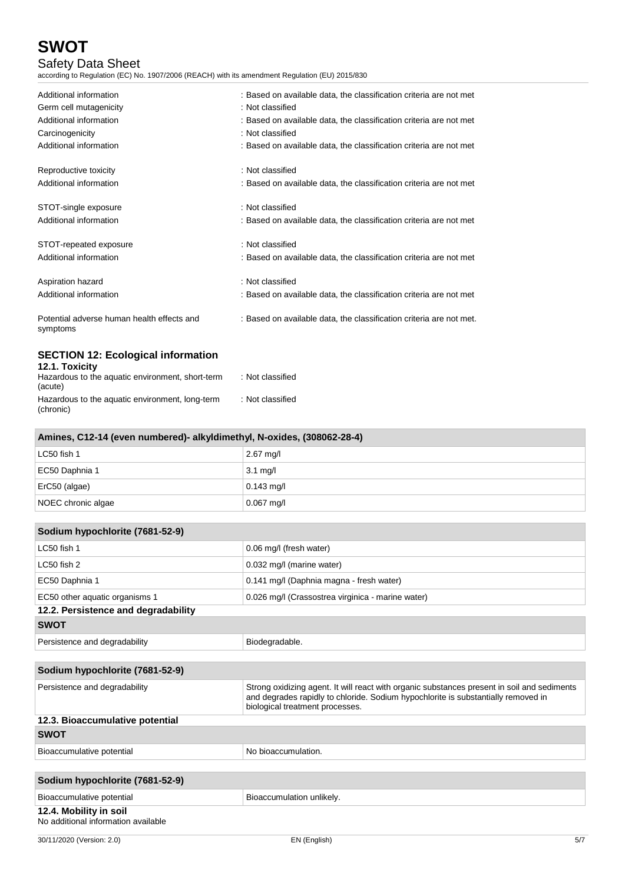| | |
|---|---|
| Additional information | : Based on available data, the classification criteria are not met |
| Germ cell mutagenicity | : Not classified |
| Additional information | : Based on available data, the classification criteria are not met |
| Carcinogenicity | : Not classified |
| Additional information | : Based on available data, the classification criteria are not met |
| Reproductive toxicity | : Not classified |
| Additional information | : Based on available data, the classification criteria are not met |
| STOT-single exposure | : Not classified |
| Additional information | : Based on available data, the classification criteria are not met |
| STOT-repeated exposure | : Not classified |
| Additional information | : Based on available data, the classification criteria are not met |
| Aspiration hazard | : Not classified |
| Additional information | : Based on available data, the classification criteria are not met |
| Potential adverse human health effects and symptoms | : Based on available data, the classification criteria are not met. |

## SECTION 12: Ecological information

### 12.1. Toxicity

| | |
|---|---|
| Hazardous to the aquatic environment, short-term (acute) | : Not classified |
| Hazardous to the aquatic environment, long-term (chronic) | : Not classified |

| Amines, C12-14 (even numbered)- alkyldimethyl, N-oxides, (308062-28-4) | |
|---|---|
| LC50 fish 1 | 2.67 mg/l |
| EC50 Daphnia 1 | 3.1 mg/l |
| ErC50 (algae) | 0.143 mg/l |
| NOEC chronic algae | 0.067 mg/l |

| Sodium hypochlorite (7681-52-9) | |
|---|---|
| LC50 fish 1 | 0.06 mg/l (fresh water) |
| LC50 fish 2 | 0.032 mg/l (marine water) |
| EC50 Daphnia 1 | 0.141 mg/l (Daphnia magna - fresh water) |
| EC50 other aquatic organisms 1 | 0.026 mg/l (Crassostrea virginica - marine water) |

### 12.2. Persistence and degradability

| SWOT | |
|---|---|
| Persistence and degradability | Biodegradable. |

| Sodium hypochlorite (7681-52-9) | |
|---|---|
| Persistence and degradability | Strong oxidizing agent. It will react with organic substances present in soil and sediments and degrades rapidly to chloride. Sodium hypochlorite is substantially removed in biological treatment processes. |

### 12.3. Bioaccumulative potential

| SWOT | |
|---|---|
| Bioaccumulative potential | No bioaccumulation. |

| Sodium hypochlorite (7681-52-9) | |
|---|---|
| Bioaccumulative potential | Bioaccumulation unlikely. |

### 12.4. Mobility in soil

No additional information available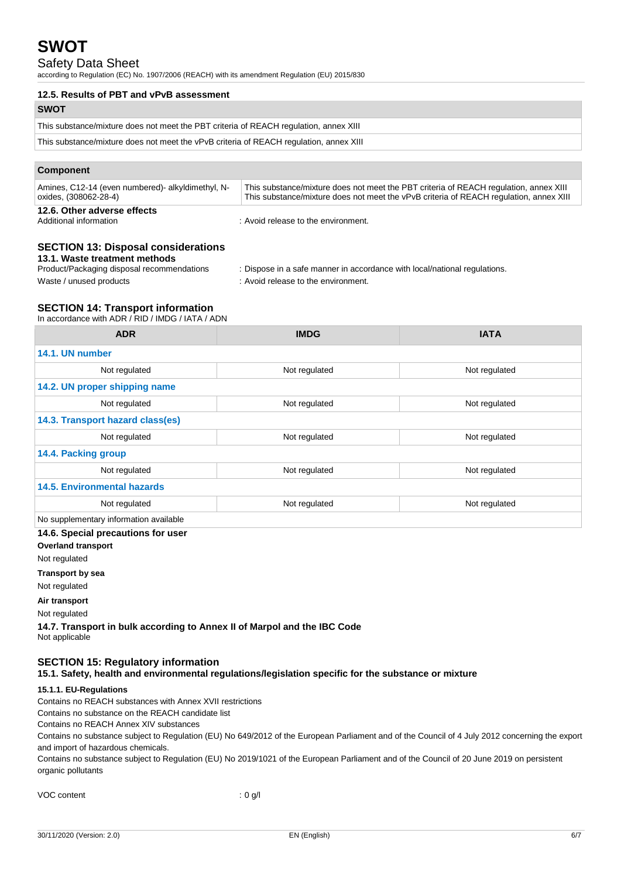### 12.5. Results of PBT and vPvB assessment

| SWOT |
|---|
| This substance/mixture does not meet the PBT criteria of REACH regulation, annex XIII |
| This substance/mixture does not meet the vPvB criteria of REACH regulation, annex XIII |

| Component | |
|---|---|
| Amines, C12-14 (even numbered)- alkyldimethyl, N-oxides, (308062-28-4) | This substance/mixture does not meet the PBT criteria of REACH regulation, annex XIII<br>This substance/mixture does not meet the vPvB criteria of REACH regulation, annex XIII |

### 12.6. Other adverse effects

Additional information : Avoid release to the environment.

## SECTION 13: Disposal considerations

### 13.1. Waste treatment methods

Product/Packaging disposal recommendations : Dispose in a safe manner in accordance with local/national regulations.

Waste / unused products : Avoid release to the environment.

## SECTION 14: Transport information

In accordance with ADR / RID / IMDG / IATA / ADN

| ADR | IMDG | IATA |
|---|---|---|
| **14.1. UN number** | | |
| Not regulated | Not regulated | Not regulated |
| **14.2. UN proper shipping name** | | |
| Not regulated | Not regulated | Not regulated |
| **14.3. Transport hazard class(es)** | | |
| Not regulated | Not regulated | Not regulated |
| **14.4. Packing group** | | |
| Not regulated | Not regulated | Not regulated |
| **14.5. Environmental hazards** | | |
| Not regulated | Not regulated | Not regulated |
| No supplementary information available | | |

### 14.6. Special precautions for user

**Overland transport**

Not regulated

**Transport by sea**

Not regulated

**Air transport**

Not regulated

### 14.7. Transport in bulk according to Annex II of Marpol and the IBC Code

Not applicable

## SECTION 15: Regulatory information

### 15.1. Safety, health and environmental regulations/legislation specific for the substance or mixture

#### 15.1.1. EU-Regulations

Contains no REACH substances with Annex XVII restrictions

Contains no substance on the REACH candidate list

Contains no REACH Annex XIV substances

Contains no substance subject to Regulation (EU) No 649/2012 of the European Parliament and of the Council of 4 July 2012 concerning the export and import of hazardous chemicals.

Contains no substance subject to Regulation (EU) No 2019/1021 of the European Parliament and of the Council of 20 June 2019 on persistent organic pollutants

VOC content : 0 g/l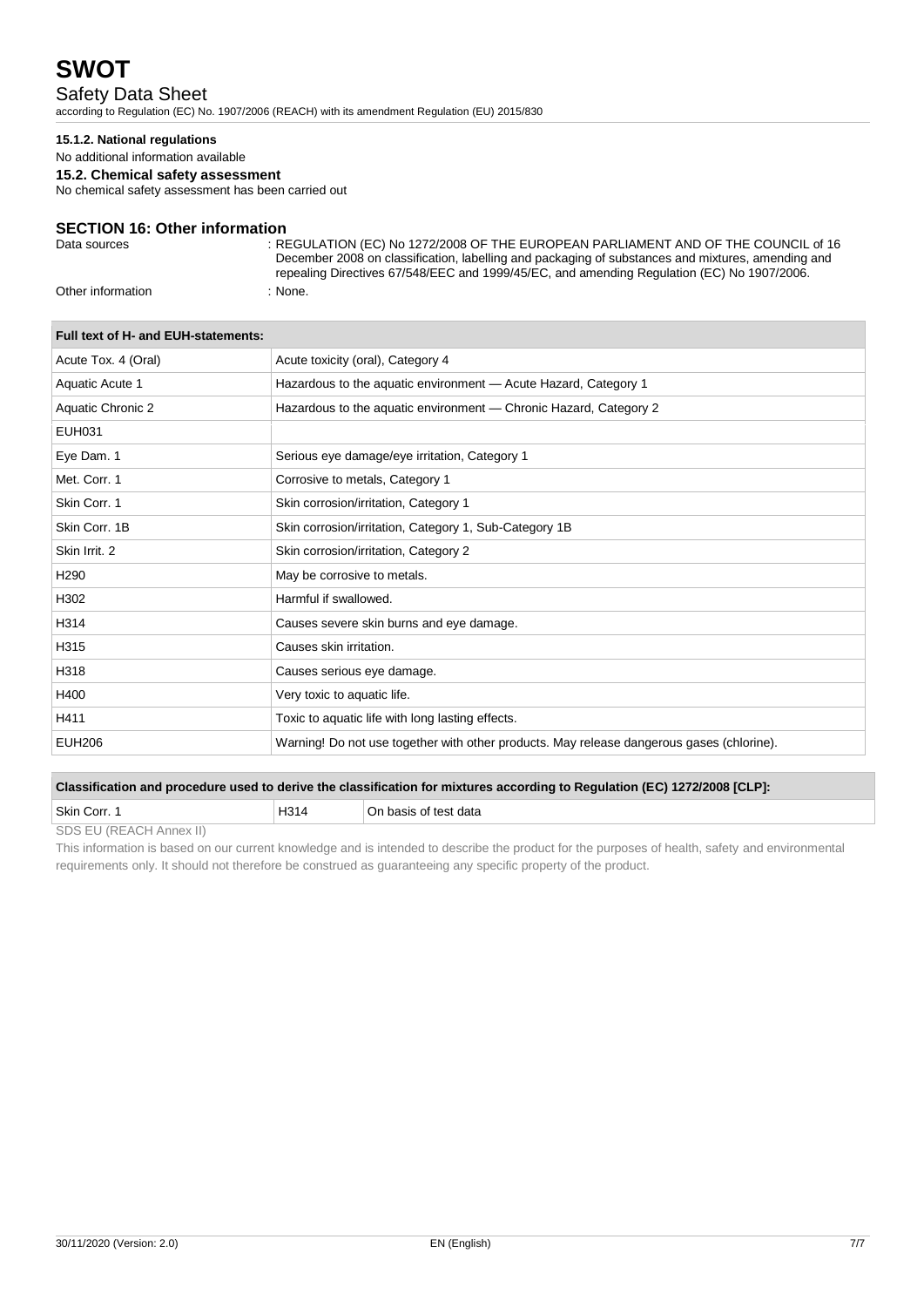**15.1.2. National regulations**

No additional information available

**15.2. Chemical safety assessment**

No chemical safety assessment has been carried out

## SECTION 16: Other information

Data sources : REGULATION (EC) No 1272/2008 OF THE EUROPEAN PARLIAMENT AND OF THE COUNCIL of 16 December 2008 on classification, labelling and packaging of substances and mixtures, amending and repealing Directives 67/548/EEC and 1999/45/EC, and amending Regulation (EC) No 1907/2006.

Other information : None.

| Full text of H- and EUH-statements: | |
|---|---|
| Acute Tox. 4 (Oral) | Acute toxicity (oral), Category 4 |
| Aquatic Acute 1 | Hazardous to the aquatic environment — Acute Hazard, Category 1 |
| Aquatic Chronic 2 | Hazardous to the aquatic environment — Chronic Hazard, Category 2 |
| EUH031 | |
| Eye Dam. 1 | Serious eye damage/eye irritation, Category 1 |
| Met. Corr. 1 | Corrosive to metals, Category 1 |
| Skin Corr. 1 | Skin corrosion/irritation, Category 1 |
| Skin Corr. 1B | Skin corrosion/irritation, Category 1, Sub-Category 1B |
| Skin Irrit. 2 | Skin corrosion/irritation, Category 2 |
| H290 | May be corrosive to metals. |
| H302 | Harmful if swallowed. |
| H314 | Causes severe skin burns and eye damage. |
| H315 | Causes skin irritation. |
| H318 | Causes serious eye damage. |
| H400 | Very toxic to aquatic life. |
| H411 | Toxic to aquatic life with long lasting effects. |
| EUH206 | Warning! Do not use together with other products. May release dangerous gases (chlorine). |

| Classification and procedure used to derive the classification for mixtures according to Regulation (EC) 1272/2008 [CLP]: | | |
|---|---|---|
| Skin Corr. 1 | H314 | On basis of test data |

SDS EU (REACH Annex II)

This information is based on our current knowledge and is intended to describe the product for the purposes of health, safety and environmental requirements only. It should not therefore be construed as guaranteeing any specific property of the product.